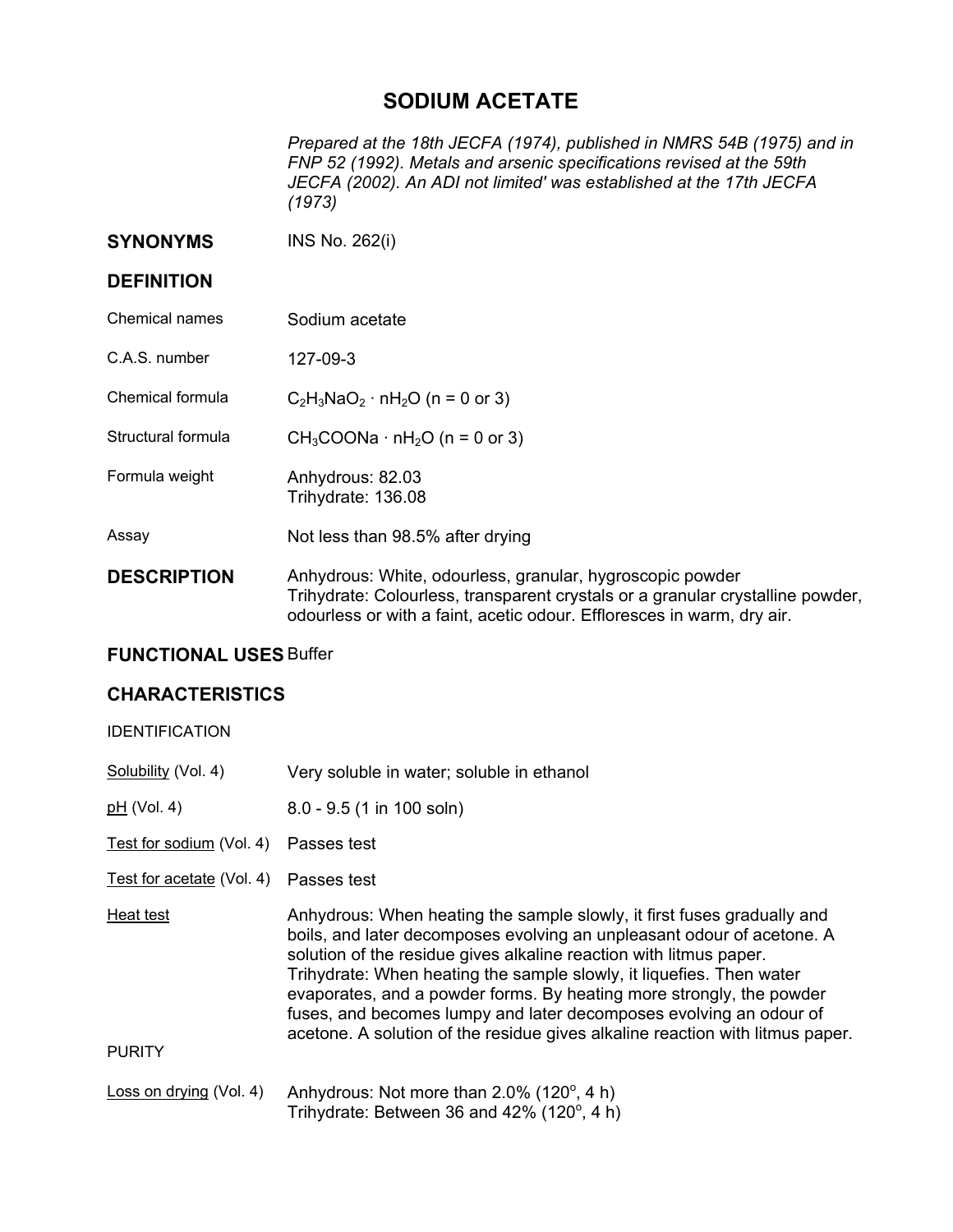# SODIUM ACETATE

*Prepared at the 18th JECFA (1974), published in NMRS 54B (1975) and in FNP 52 (1992). Metals and arsenic specifications revised at the 59th JECFA (2002). An ADI not limited' was established at the 17th JECFA (1973)*

## SYNONYMS

INS No. 262(i)

## DEFINITION

| | |
|---|---|
| Chemical names | Sodium acetate |
| C.A.S. number | 127-09-3 |
| Chemical formula | $C_2H_3NaO_2 \cdot nH_2O$ (n = 0 or 3) |
| Structural formula | $CH_3COONa \cdot nH_2O$ (n = 0 or 3) |
| Formula weight | Anhydrous: 82.03<br>Trihydrate: 136.08 |
| Assay | Not less than 98.5% after drying |

## DESCRIPTION

Anhydrous: White, odourless, granular, hygroscopic powder
Trihydrate: Colourless, transparent crystals or a granular crystalline powder, odourless or with a faint, acetic odour. Effloresces in warm, dry air.

## FUNCTIONAL USES

Buffer

## CHARACTERISTICS

IDENTIFICATION

| | |
|---|---|
| Solubility (Vol. 4) | Very soluble in water; soluble in ethanol |
| pH (Vol. 4) | 8.0 - 9.5 (1 in 100 soln) |
| Test for sodium (Vol. 4) | Passes test |
| Test for acetate (Vol. 4) | Passes test |
| Heat test | Anhydrous: When heating the sample slowly, it first fuses gradually and boils, and later decomposes evolving an unpleasant odour of acetone. A solution of the residue gives alkaline reaction with litmus paper.<br>Trihydrate: When heating the sample slowly, it liquefies. Then water evaporates, and a powder forms. By heating more strongly, the powder fuses, and becomes lumpy and later decomposes evolving an odour of acetone. A solution of the residue gives alkaline reaction with litmus paper. |

PURITY

| | |
|---|---|
| Loss on drying (Vol. 4) | Anhydrous: Not more than 2.0% ($120^o$, 4 h)<br>Trihydrate: Between 36 and 42% ($120^o$, 4 h) |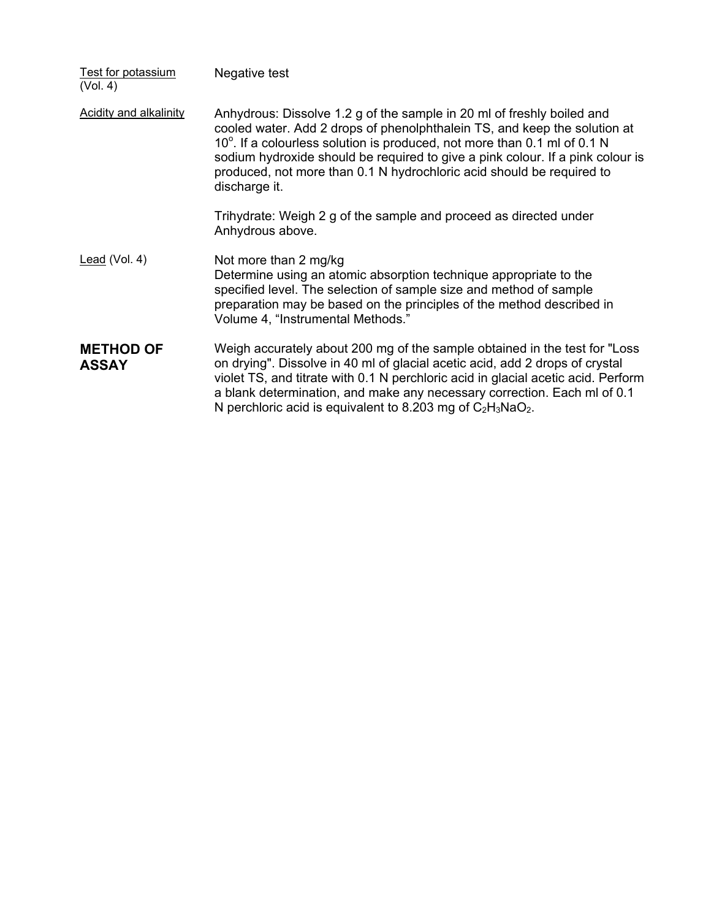Test for potassium (Vol. 4)

Negative test

Acidity and alkalinity

Anhydrous: Dissolve 1.2 g of the sample in 20 ml of freshly boiled and cooled water. Add 2 drops of phenolphthalein TS, and keep the solution at $10^{o}$. If a colourless solution is produced, not more than 0.1 ml of 0.1 N sodium hydroxide should be required to give a pink colour. If a pink colour is produced, not more than 0.1 N hydrochloric acid should be required to discharge it.

Trihydrate: Weigh 2 g of the sample and proceed as directed under Anhydrous above.

Lead (Vol. 4)

Not more than 2 mg/kg
Determine using an atomic absorption technique appropriate to the specified level. The selection of sample size and method of sample preparation may be based on the principles of the method described in Volume 4, "Instrumental Methods."

## METHOD OF ASSAY

Weigh accurately about 200 mg of the sample obtained in the test for "Loss on drying". Dissolve in 40 ml of glacial acetic acid, add 2 drops of crystal violet TS, and titrate with 0.1 N perchloric acid in glacial acetic acid. Perform a blank determination, and make any necessary correction. Each ml of 0.1 N perchloric acid is equivalent to 8.203 mg of $C_2H_3NaO_2$.